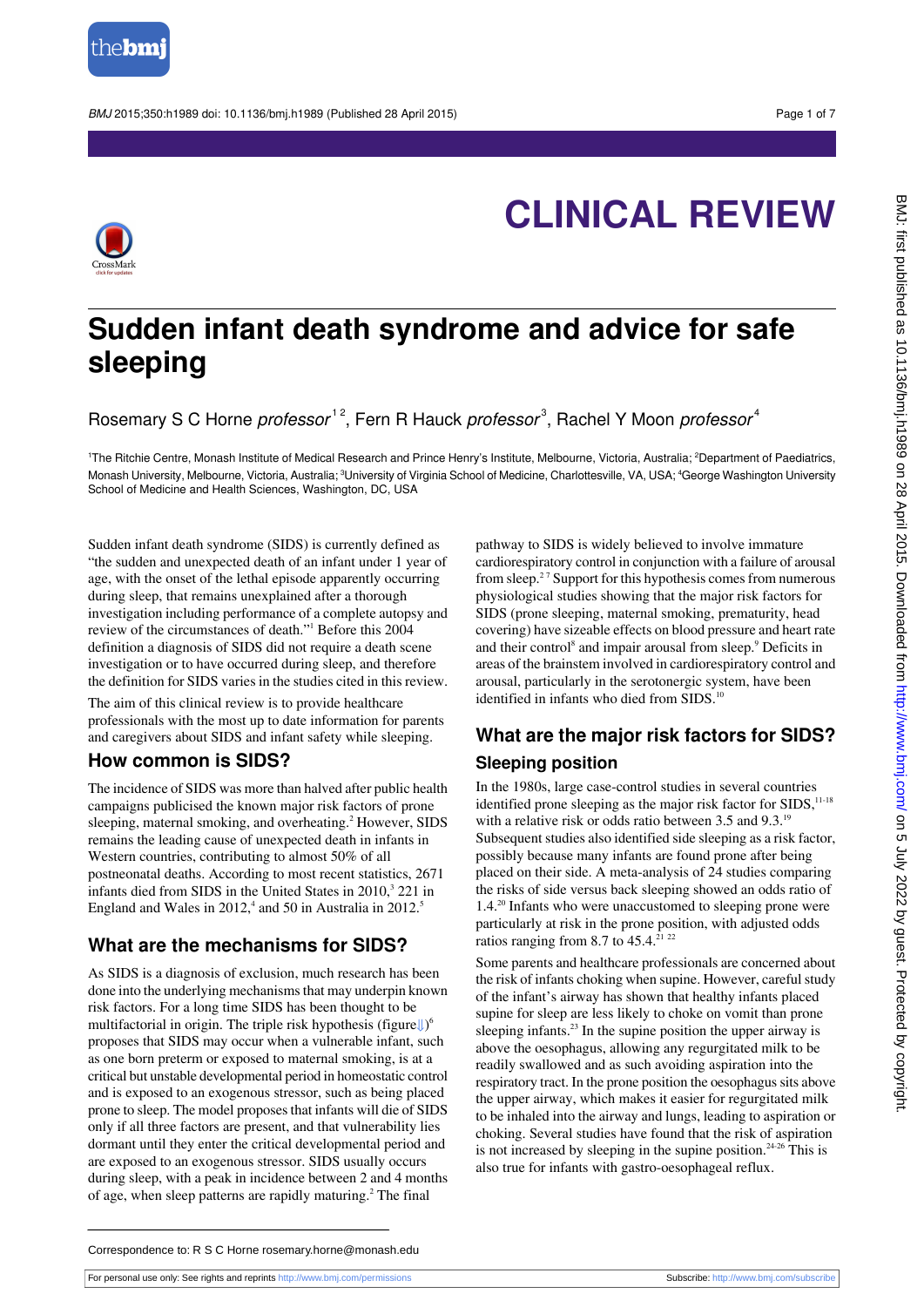# CLINICAL REVIEW

# Sudden infant death syndrome and advice for safe sleeping

Rosemary S C Horne *professor*[1,2], Fern R Hauck *professor*[3], Rachel Y Moon *professor*[4]

[1]The Ritchie Centre, Monash Institute of Medical Research and Prince Henry's Institute, Melbourne, Victoria, Australia; [2]Department of Paediatrics, Monash University, Melbourne, Victoria, Australia; [3]University of Virginia School of Medicine, Charlottesville, VA, USA; [4]George Washington University School of Medicine and Health Sciences, Washington, DC, USA

Sudden infant death syndrome (SIDS) is currently defined as "the sudden and unexpected death of an infant under 1 year of age, with the onset of the lethal episode apparently occurring during sleep, that remains unexplained after a thorough investigation including performance of a complete autopsy and review of the circumstances of death."[1] Before this 2004 definition a diagnosis of SIDS did not require a death scene investigation or to have occurred during sleep, and therefore the definition for SIDS varies in the studies cited in this review.

The aim of this clinical review is to provide healthcare professionals with the most up to date information for parents and caregivers about SIDS and infant safety while sleeping.

## How common is SIDS?

The incidence of SIDS was more than halved after public health campaigns publicised the known major risk factors of prone sleeping, maternal smoking, and overheating.[2] However, SIDS remains the leading cause of unexpected death in infants in Western countries, contributing to almost 50% of all postneonatal deaths. According to most recent statistics, 2671 infants died from SIDS in the United States in 2010,[3] 221 in England and Wales in 2012,[4] and 50 in Australia in 2012.[5]

## What are the mechanisms for SIDS?

As SIDS is a diagnosis of exclusion, much research has been done into the underlying mechanisms that may underpin known risk factors. For a long time SIDS has been thought to be multifactorial in origin. The triple risk hypothesis (figure)[6] proposes that SIDS may occur when a vulnerable infant, such as one born preterm or exposed to maternal smoking, is at a critical but unstable developmental period in homeostatic control and is exposed to an exogenous stressor, such as being placed prone to sleep. The model proposes that infants will die of SIDS only if all three factors are present, and that vulnerability lies dormant until they enter the critical developmental period and are exposed to an exogenous stressor. SIDS usually occurs during sleep, with a peak in incidence between 2 and 4 months of age, when sleep patterns are rapidly maturing.[2] The final pathway to SIDS is widely believed to involve immature cardiorespiratory control in conjunction with a failure of arousal from sleep.[2,7] Support for this hypothesis comes from numerous physiological studies showing that the major risk factors for SIDS (prone sleeping, maternal smoking, prematurity, head covering) have sizeable effects on blood pressure and heart rate and their control[8] and impair arousal from sleep.[9] Deficits in areas of the brainstem involved in cardiorespiratory control and arousal, particularly in the serotonergic system, have been identified in infants who died from SIDS.[10]

## What are the major risk factors for SIDS?

### Sleeping position

In the 1980s, large case-control studies in several countries identified prone sleeping as the major risk factor for SIDS,[11-18] with a relative risk or odds ratio between 3.5 and 9.3.[19] Subsequent studies also identified side sleeping as a risk factor, possibly because many infants are found prone after being placed on their side. A meta-analysis of 24 studies comparing the risks of side versus back sleeping showed an odds ratio of 1.4.[20] Infants who were unaccustomed to sleeping prone were particularly at risk in the prone position, with adjusted odds ratios ranging from 8.7 to 45.4.[21,22]

Some parents and healthcare professionals are concerned about the risk of infants choking when supine. However, careful study of the infant's airway has shown that healthy infants placed supine for sleep are less likely to choke on vomit than prone sleeping infants.[23] In the supine position the upper airway is above the oesophagus, allowing any regurgitated milk to be readily swallowed and as such avoiding aspiration into the respiratory tract. In the prone position the oesophagus sits above the upper airway, which makes it easier for regurgitated milk to be inhaled into the airway and lungs, leading to aspiration or choking. Several studies have found that the risk of aspiration is not increased by sleeping in the supine position.[24-26] This is also true for infants with gastro-oesophageal reflux.

Correspondence to: R S C Horne rosemary.horne@monash.edu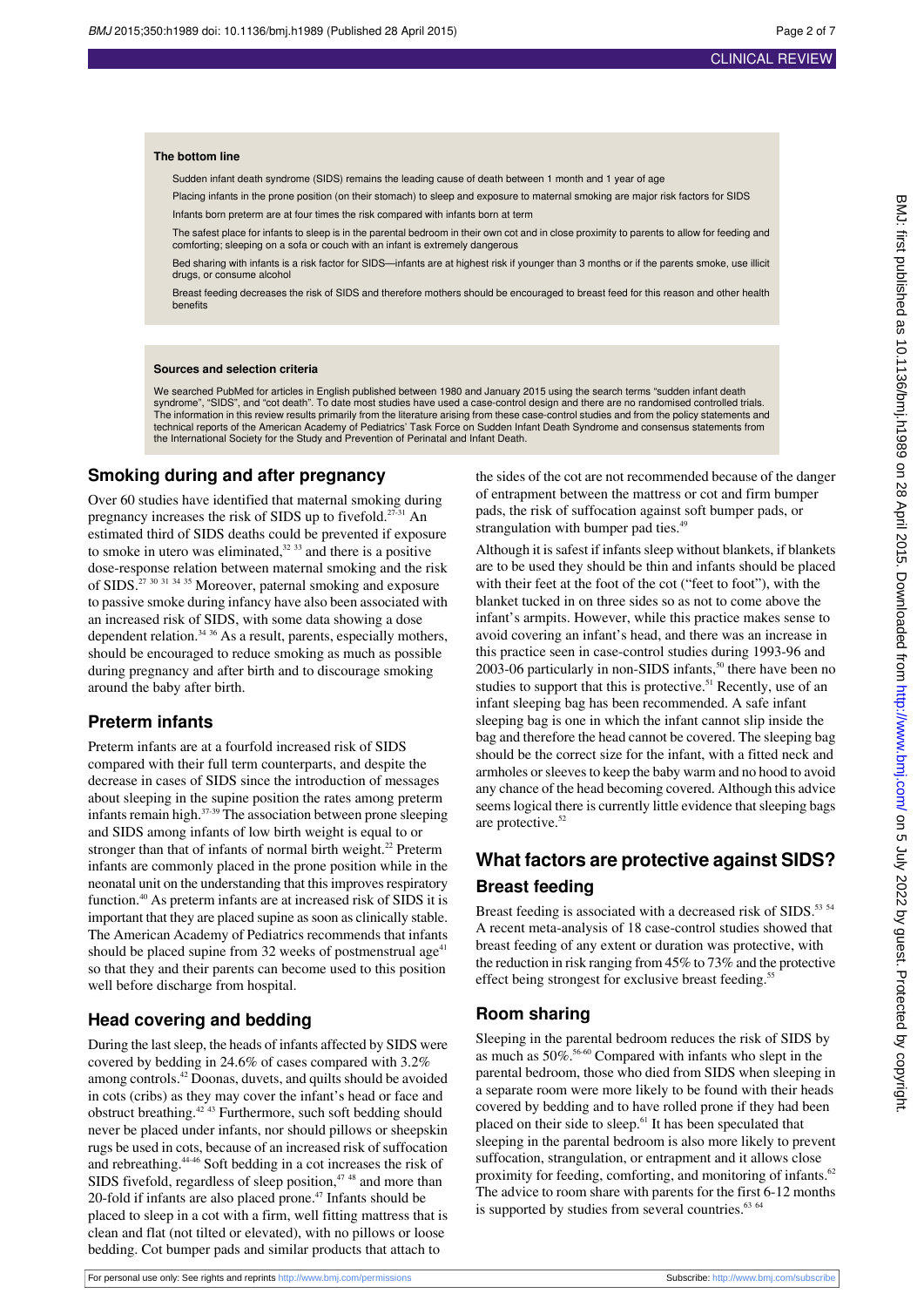**The bottom line**

Sudden infant death syndrome (SIDS) remains the leading cause of death between 1 month and 1 year of age

Placing infants in the prone position (on their stomach) to sleep and exposure to maternal smoking are major risk factors for SIDS

Infants born preterm are at four times the risk compared with infants born at term

The safest place for infants to sleep is in the parental bedroom in their own cot and in close proximity to parents to allow for feeding and comforting; sleeping on a sofa or couch with an infant is extremely dangerous

Bed sharing with infants is a risk factor for SIDS—infants are at highest risk if younger than 3 months or if the parents smoke, use illicit drugs, or consume alcohol

Breast feeding decreases the risk of SIDS and therefore mothers should be encouraged to breast feed for this reason and other health benefits

**Sources and selection criteria**

We searched PubMed for articles in English published between 1980 and January 2015 using the search terms "sudden infant death syndrome", "SIDS", and "cot death". To date most studies have used a case-control design and there are no randomised controlled trials. The information in this review results primarily from the literature arising from these case-control studies and from the policy statements and technical reports of the American Academy of Pediatrics' Task Force on Sudden Infant Death Syndrome and consensus statements from the International Society for the Study and Prevention of Perinatal and Infant Death.

## Smoking during and after pregnancy

Over 60 studies have identified that maternal smoking during pregnancy increases the risk of SIDS up to fivefold.[27-31] An estimated third of SIDS deaths could be prevented if exposure to smoke in utero was eliminated,[32 33] and there is a positive dose-response relation between maternal smoking and the risk of SIDS.[27 30 31 34 35] Moreover, paternal smoking and exposure to passive smoke during infancy have also been associated with an increased risk of SIDS, with some data showing a dose dependent relation.[34 36] As a result, parents, especially mothers, should be encouraged to reduce smoking as much as possible during pregnancy and after birth and to discourage smoking around the baby after birth.

## Preterm infants

Preterm infants are at a fourfold increased risk of SIDS compared with their full term counterparts, and despite the decrease in cases of SIDS since the introduction of messages about sleeping in the supine position the rates among preterm infants remain high.[37-39] The association between prone sleeping and SIDS among infants of low birth weight is equal to or stronger than that of infants of normal birth weight.[22] Preterm infants are commonly placed in the prone position while in the neonatal unit on the understanding that this improves respiratory function.[40] As preterm infants are at increased risk of SIDS it is important that they are placed supine as soon as clinically stable. The American Academy of Pediatrics recommends that infants should be placed supine from 32 weeks of postmenstrual age[41] so that they and their parents can become used to this position well before discharge from hospital.

## Head covering and bedding

During the last sleep, the heads of infants affected by SIDS were covered by bedding in 24.6% of cases compared with 3.2% among controls.[42] Doonas, duvets, and quilts should be avoided in cots (cribs) as they may cover the infant's head or face and obstruct breathing.[42 43] Furthermore, such soft bedding should never be placed under infants, nor should pillows or sheepskin rugs be used in cots, because of an increased risk of suffocation and rebreathing.[44-46] Soft bedding in a cot increases the risk of SIDS fivefold, regardless of sleep position,[47 48] and more than 20-fold if infants are also placed prone.[47] Infants should be placed to sleep in a cot with a firm, well fitting mattress that is clean and flat (not tilted or elevated), with no pillows or loose bedding. Cot bumper pads and similar products that attach to the sides of the cot are not recommended because of the danger of entrapment between the mattress or cot and firm bumper pads, the risk of suffocation against soft bumper pads, or strangulation with bumper pad ties.[49]

Although it is safest if infants sleep without blankets, if blankets are to be used they should be thin and infants should be placed with their feet at the foot of the cot ("feet to foot"), with the blanket tucked in on three sides so as not to come above the infant's armpits. However, while this practice makes sense to avoid covering an infant's head, and there was an increase in this practice seen in case-control studies during 1993-96 and 2003-06 particularly in non-SIDS infants,[50] there have been no studies to support that this is protective.[51] Recently, use of an infant sleeping bag has been recommended. A safe infant sleeping bag is one in which the infant cannot slip inside the bag and therefore the head cannot be covered. The sleeping bag should be the correct size for the infant, with a fitted neck and armholes or sleeves to keep the baby warm and no hood to avoid any chance of the head becoming covered. Although this advice seems logical there is currently little evidence that sleeping bags are protective.[52]

## What factors are protective against SIDS?

### Breast feeding

Breast feeding is associated with a decreased risk of SIDS.[53 54] A recent meta-analysis of 18 case-control studies showed that breast feeding of any extent or duration was protective, with the reduction in risk ranging from 45% to 73% and the protective effect being strongest for exclusive breast feeding.[55]

### Room sharing

Sleeping in the parental bedroom reduces the risk of SIDS by as much as 50%.[56-60] Compared with infants who slept in the parental bedroom, those who died from SIDS when sleeping in a separate room were more likely to be found with their heads covered by bedding and to have rolled prone if they had been placed on their side to sleep.[61] It has been speculated that sleeping in the parental bedroom is also more likely to prevent suffocation, strangulation, or entrapment and it allows close proximity for feeding, comforting, and monitoring of infants.[62] The advice to room share with parents for the first 6-12 months is supported by studies from several countries.[63 64]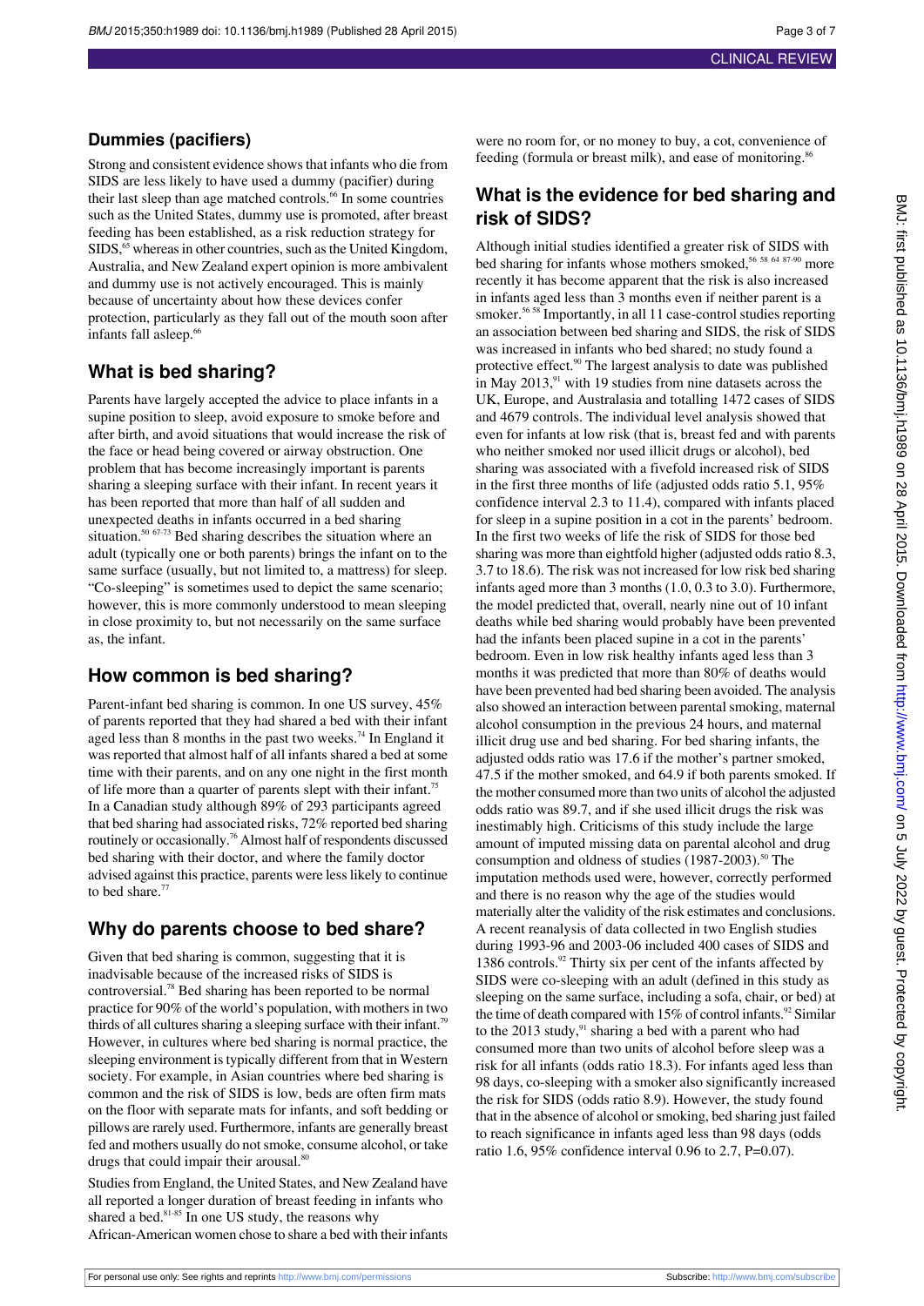## Dummies (pacifiers)

Strong and consistent evidence shows that infants who die from SIDS are less likely to have used a dummy (pacifier) during their last sleep than age matched controls.[66] In some countries such as the United States, dummy use is promoted, after breast feeding has been established, as a risk reduction strategy for SIDS,[65] whereas in other countries, such as the United Kingdom, Australia, and New Zealand expert opinion is more ambivalent and dummy use is not actively encouraged. This is mainly because of uncertainty about how these devices confer protection, particularly as they fall out of the mouth soon after infants fall asleep.[66]

## What is bed sharing?

Parents have largely accepted the advice to place infants in a supine position to sleep, avoid exposure to smoke before and after birth, and avoid situations that would increase the risk of the face or head being covered or airway obstruction. One problem that has become increasingly important is parents sharing a sleeping surface with their infant. In recent years it has been reported that more than half of all sudden and unexpected deaths in infants occurred in a bed sharing situation.[50 67-73] Bed sharing describes the situation where an adult (typically one or both parents) brings the infant on to the same surface (usually, but not limited to, a mattress) for sleep. "Co-sleeping" is sometimes used to depict the same scenario; however, this is more commonly understood to mean sleeping in close proximity to, but not necessarily on the same surface as, the infant.

## How common is bed sharing?

Parent-infant bed sharing is common. In one US survey, 45% of parents reported that they had shared a bed with their infant aged less than 8 months in the past two weeks.[74] In England it was reported that almost half of all infants shared a bed at some time with their parents, and on any one night in the first month of life more than a quarter of parents slept with their infant.[75] In a Canadian study although 89% of 293 participants agreed that bed sharing had associated risks, 72% reported bed sharing routinely or occasionally.[76] Almost half of respondents discussed bed sharing with their doctor, and where the family doctor advised against this practice, parents were less likely to continue to bed share.[77]

## Why do parents choose to bed share?

Given that bed sharing is common, suggesting that it is inadvisable because of the increased risks of SIDS is controversial.[78] Bed sharing has been reported to be normal practice for 90% of the world's population, with mothers in two thirds of all cultures sharing a sleeping surface with their infant.[79] However, in cultures where bed sharing is normal practice, the sleeping environment is typically different from that in Western society. For example, in Asian countries where bed sharing is common and the risk of SIDS is low, beds are often firm mats on the floor with separate mats for infants, and soft bedding or pillows are rarely used. Furthermore, infants are generally breast fed and mothers usually do not smoke, consume alcohol, or take drugs that could impair their arousal.[80]

Studies from England, the United States, and New Zealand have all reported a longer duration of breast feeding in infants who shared a bed.[81-85] In one US study, the reasons why African-American women chose to share a bed with their infants were no room for, or no money to buy, a cot, convenience of feeding (formula or breast milk), and ease of monitoring.[86]

## What is the evidence for bed sharing and risk of SIDS?

Although initial studies identified a greater risk of SIDS with bed sharing for infants whose mothers smoked,[56 58 64 87-90] more recently it has become apparent that the risk is also increased in infants aged less than 3 months even if neither parent is a smoker.[56 58] Importantly, in all 11 case-control studies reporting an association between bed sharing and SIDS, the risk of SIDS was increased in infants who bed shared; no study found a protective effect.[90] The largest analysis to date was published in May 2013,[91] with 19 studies from nine datasets across the UK, Europe, and Australasia and totalling 1472 cases of SIDS and 4679 controls. The individual level analysis showed that even for infants at low risk (that is, breast fed and with parents who neither smoked nor used illicit drugs or alcohol), bed sharing was associated with a fivefold increased risk of SIDS in the first three months of life (adjusted odds ratio 5.1, 95% confidence interval 2.3 to 11.4), compared with infants placed for sleep in a supine position in a cot in the parents' bedroom. In the first two weeks of life the risk of SIDS for those bed sharing was more than eightfold higher (adjusted odds ratio 8.3, 3.7 to 18.6). The risk was not increased for low risk bed sharing infants aged more than 3 months (1.0, 0.3 to 3.0). Furthermore, the model predicted that, overall, nearly nine out of 10 infant deaths while bed sharing would probably have been prevented had the infants been placed supine in a cot in the parents' bedroom. Even in low risk healthy infants aged less than 3 months it was predicted that more than 80% of deaths would have been prevented had bed sharing been avoided. The analysis also showed an interaction between parental smoking, maternal alcohol consumption in the previous 24 hours, and maternal illicit drug use and bed sharing. For bed sharing infants, the adjusted odds ratio was 17.6 if the mother's partner smoked, 47.5 if the mother smoked, and 64.9 if both parents smoked. If the mother consumed more than two units of alcohol the adjusted odds ratio was 89.7, and if she used illicit drugs the risk was inestimably high. Criticisms of this study include the large amount of imputed missing data on parental alcohol and drug consumption and oldness of studies (1987-2003).[50] The imputation methods used were, however, correctly performed and there is no reason why the age of the studies would materially alter the validity of the risk estimates and conclusions. A recent reanalysis of data collected in two English studies during 1993-96 and 2003-06 included 400 cases of SIDS and 1386 controls.[92] Thirty six per cent of the infants affected by SIDS were co-sleeping with an adult (defined in this study as sleeping on the same surface, including a sofa, chair, or bed) at the time of death compared with 15% of control infants.[92] Similar to the 2013 study,[91] sharing a bed with a parent who had consumed more than two units of alcohol before sleep was a risk for all infants (odds ratio 18.3). For infants aged less than 98 days, co-sleeping with a smoker also significantly increased the risk for SIDS (odds ratio 8.9). However, the study found that in the absence of alcohol or smoking, bed sharing just failed to reach significance in infants aged less than 98 days (odds ratio 1.6, 95% confidence interval 0.96 to 2.7, P=0.07).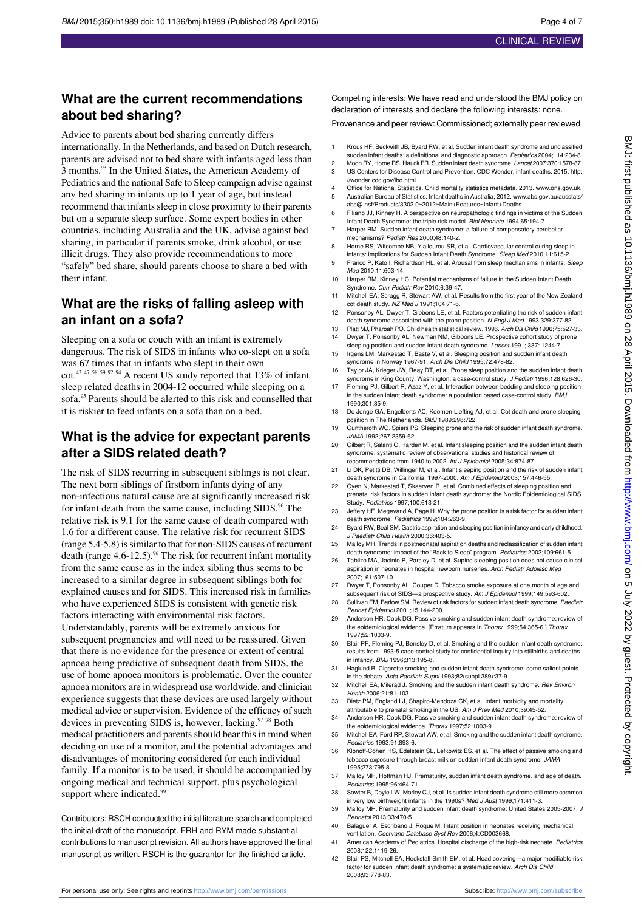## What are the current recommendations about bed sharing?

Advice to parents about bed sharing currently differs internationally. In the Netherlands, and based on Dutch research, parents are advised not to bed share with infants aged less than 3 months.[93] In the United States, the American Academy of Pediatrics and the national Safe to Sleep campaign advise against any bed sharing in infants up to 1 year of age, but instead recommend that infants sleep in close proximity to their parents but on a separate sleep surface. Some expert bodies in other countries, including Australia and the UK, advise against bed sharing, in particular if parents smoke, drink alcohol, or use illicit drugs. They also provide recommendations to more "safely" bed share, should parents choose to share a bed with their infant.

## What are the risks of falling asleep with an infant on a sofa?

Sleeping on a sofa or couch with an infant is extremely dangerous. The risk of SIDS in infants who co-slept on a sofa was 67 times that in infants who slept in their own cot.[43 47 58 59 92 94] A recent US study reported that 13% of infant sleep related deaths in 2004-12 occurred while sleeping on a sofa.[95] Parents should be alerted to this risk and counselled that it is riskier to feed infants on a sofa than on a bed.

## What is the advice for expectant parents after a SIDS related death?

The risk of SIDS recurring in subsequent siblings is not clear. The next born siblings of firstborn infants dying of any non-infectious natural cause are at significantly increased risk for infant death from the same cause, including SIDS.[96] The relative risk is 9.1 for the same cause of death compared with 1.6 for a different cause. The relative risk for recurrent SIDS (range 5.4-5.8) is similar to that for non-SIDS causes of recurrent death (range 4.6-12.5).[96] The risk for recurrent infant mortality from the same cause as in the index sibling thus seems to be increased to a similar degree in subsequent siblings both for explained causes and for SIDS. This increased risk in families who have experienced SIDS is consistent with genetic risk factors interacting with environmental risk factors. Understandably, parents will be extremely anxious for subsequent pregnancies and will need to be reassured. Given that there is no evidence for the presence or extent of central apnoea being predictive of subsequent death from SIDS, the use of home apnoea monitors is problematic. Over the counter apnoea monitors are in widespread use worldwide, and clinician experience suggests that these devices are used largely without medical advice or supervision. Evidence of the efficacy of such devices in preventing SIDS is, however, lacking.[97 98] Both medical practitioners and parents should bear this in mind when deciding on use of a monitor, and the potential advantages and disadvantages of monitoring considered for each individual family. If a monitor is to be used, it should be accompanied by ongoing medical and technical support, plus psychological support where indicated.[99]

Contributors: RSCH conducted the initial literature search and completed the initial draft of the manuscript. FRH and RYM made substantial contributions to manuscript revision. All authors have approved the final manuscript as written. RSCH is the guarantor for the finished article.

Competing interests: We have read and understood the BMJ policy on declaration of interests and declare the following interests: none.

Provenance and peer review: Commissioned; externally peer reviewed.

1. Krous HF, Beckwith JB, Byard RW, et al. Sudden infant death syndrome and unclassified sudden infant deaths: a definitional and diagnostic approach. *Pediatrics* 2004;114:234-8.
2. Moon RY, Horne RS, Hauck FR. Sudden infant death syndrome. *Lancet* 2007;370:1578-87.
3. US Centers for Disease Control and Prevention. CDC Wonder, infant deaths. 2015. http://wonder.cdc.gov/lbd.html.
4. Office for National Statistics. Child mortality statistics metadata. 2013. www.ons.gov.uk.
5. Australian Bureau of Statistics. Infant deaths in Australia, 2012. www.abs.gov.au/ausstats/abs@.nsf/Products/3302.0~2012~Main+Features~Infant+Deaths.
6. Filiano JJ, Kinney H. A perspective on neuropathologic findings in victims of the Sudden Infant Death Syndrome: the triple risk model. *Biol Neonate* 1994;65:194-7.
7. Harper RM. Sudden infant death syndrome: a failure of compensatory cerebellar mechanisms? *Pediatr Res* 2000;48:140-2.
8. Horne RS, Witcombe NB, Yiallourou SR, et al. Cardiovascular control during sleep in infants: implications for Sudden Infant Death Syndrome. *Sleep Med* 2010;11:615-21.
9. Franco P, Kato I, Richardson HL, et al. Arousal from sleep mechanisms in infants. *Sleep Med* 2010;11:603-14.
10. Harper RM, Kinney HC. Potential mechanisms of failure in the Sudden Infant Death Syndrome. *Curr Pediatr Rev* 2010;6:39-47.
11. Mitchell EA, Scragg R, Stewart AW, et al. Results from the first year of the New Zealand cot death study. *NZ Med J* 1991;104:71-6.
12. Ponsonby AL, Dwyer T, Gibbons LE, et al. Factors potentiating the risk of sudden infant death syndrome associated with the prone position. *N Engl J Med* 1993;329:377-82.
13. Platt MJ, Pharoah PO. Child health statistical review, 1996. *Arch Dis Child* 1996;75:527-33.
14. Dwyer T, Ponsonby AL, Newman NM, Gibbons LE. Prospective cohort study of prone sleeping position and sudden infant death syndrome. *Lancet* 1991; 337: 1244-7.
15. Irgens LM, Markestad T, Baste V, et al. Sleeping position and sudden infant death syndrome in Norway 1967-91. *Arch Dis Child* 1995;72:478-82.
16. Taylor JA, Krieger JW, Reay DT, et al. Prone sleep position and the sudden infant death syndrome in King County, Washington: a case-control study. *J Pediatr* 1996;128:626-30.
17. Fleming PJ, Gilbert R, Azaz Y, et al. Interaction between bedding and sleeping position in the sudden infant death syndrome: a population based case-control study. *BMJ* 1990;301:85-9.
18. De Jonge GA, Engelberts AC, Koomen-Liefting AJ, et al. Cot death and prone sleeping position in The Netherlands. *BMJ* 1989;298:722.
19. Guntheroth WG, Spiers PS. Sleeping prone and the risk of sudden infant death syndrome. *JAMA* 1992;267:2359-62.
20. Gilbert R, Salanti G, Harden M, et al. Infant sleeping position and the sudden infant death syndrome: systematic review of observational studies and historical review of recommendations from 1940 to 2002. *Int J Epidemiol* 2005;34:874-87.
21. Li DK, Petitti DB, Willinger M, et al. Infant sleeping position and the risk of sudden infant death syndrome in California, 1997-2000. *Am J Epidemiol* 2003;157:446-55.
22. Oyen N, Markestad T, Skaerven R, et al. Combined effects of sleeping position and prenatal risk factors in sudden infant death syndrome: the Nordic Epidemiological SIDS Study. *Pediatrics* 1997;100:613-21.
23. Jeffery HE, Megevand A, Page H. Why the prone position is a risk factor for sudden infant death syndrome. *Pediatrics* 1999;104:263-9.
24. Byard RW, Beal SM. Gastric aspiration and sleeping position in infancy and early childhood. *J Paediatr Child Health* 2000;36:403-5.
25. Malloy MH. Trends in postneonatal aspiration deaths and reclassification of sudden infant death syndrome: impact of the "Back to Sleep" program. *Pediatrics* 2002;109:661-5.
26. Tablizo MA, Jacinto P, Parsley D, et al. Supine sleeping position does not cause clinical aspiration in neonates in hospital newborn nurseries. *Arch Pediatr Adolesc Med* 2007;161:507-10.
27. Dwyer T, Ponsonby AL, Couper D. Tobacco smoke exposure at one month of age and subsequent risk of SIDS—a prospective study. *Am J Epidemiol* 1999;149:593-602.
28. Sullivan FM, Barlow SM. Review of risk factors for sudden infant death syndrome. *Paediatr Perinat Epidemiol* 2001;15:144-200.
29. Anderson HR, Cook DG. Passive smoking and sudden infant death syndrome: review of the epidemiological evidence. [Erratum appears in *Thorax* 1999;54:365-6.] *Thorax* 1997;52:1003-9.
30. Blair PF, Fleming PJ, Bensley D, et al. Smoking and the sudden infant death syndrome: results from 1993-5 case-control study for confidential inquiry into stillbirths and deaths in infancy. *BMJ* 1996;313:195-8.
31. Haglund B. Cigarette smoking and sudden infant death syndrome: some salient points in the debate. *Acta Paediatr Suppl* 1993;82(suppl 389):37-9.
32. Mitchell EA, Milerad J. Smoking and the sudden infant death syndrome. *Rev Environ Health* 2006;21:81-103.
33. Dietz PM, England LJ, Shapiro-Mendoza CK, et al. Infant morbidity and mortality attributable to prenatal smoking in the US. *Am J Prev Med* 2010;39:45-52.
34. Anderson HR, Cook DG. Passive smoking and sudden infant death syndrome: review of the epidemiological evidence. *Thorax* 1997;52:1003-9.
35. Mitchell EA, Ford RP, Stewart AW, et al. Smoking and the sudden infant death syndrome. *Pediatrics* 1993;91:893-6.
36. Klonoff-Cohen HS, Edelstein SL, Lefkowitz ES, et al. The effect of passive smoking and tobacco exposure through breast milk on sudden infant death syndrome. *JAMA* 1995;273:795-8.
37. Malloy MH, Hoffman HJ. Prematurity, sudden infant death syndrome, and age of death. *Pediatrics* 1995;96:464-71.
38. Sowter B, Doyle LW, Morley CJ, et al. Is sudden infant death syndrome still more common in very low birthweight infants in the 1990s? *Med J Aust* 1999;171:411-3.
39. Malloy MH. Prematurity and sudden infant death syndrome: United States 2005-2007. *J Perinatol* 2013;33:470-5.
40. Balaguer A, Escribano J, Roque M. Infant position in neonates receiving mechanical ventilation. *Cochrane Database Syst Rev* 2006;4:CD003668.
41. American Academy of Pediatrics. Hospital discharge of the high-risk neonate. *Pediatrics* 2008;122:1119-26.
42. Blair PS, Mitchell EA, Heckstall-Smith EM, et al. Head covering—a major modifiable risk factor for sudden infant death syndrome: a systematic review. *Arch Dis Child* 2008;93:778-83.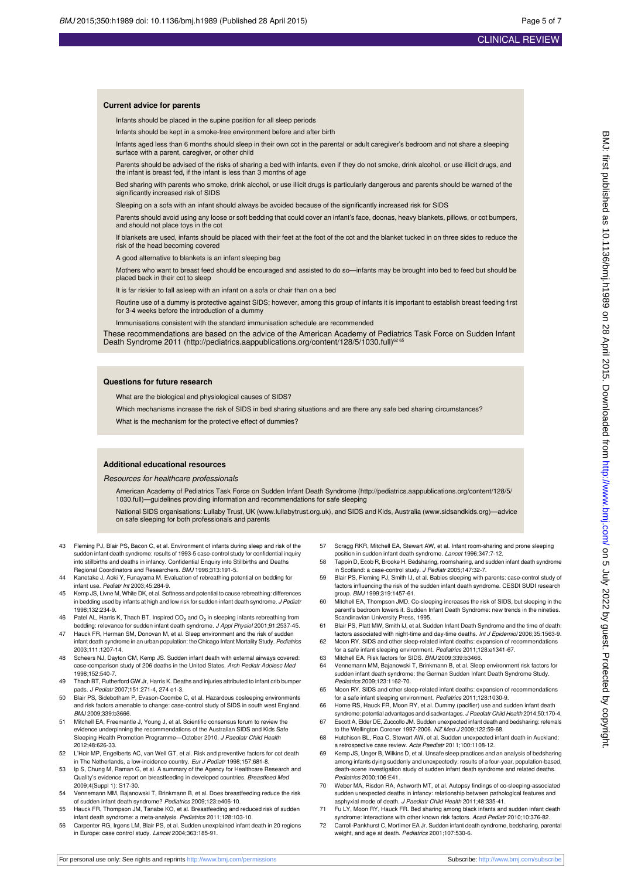### Current advice for parents

- Infants should be placed in the supine position for all sleep periods
- Infants should be kept in a smoke-free environment before and after birth
- Infants aged less than 6 months should sleep in their own cot in the parental or adult caregiver's bedroom and not share a sleeping surface with a parent, caregiver, or other child
- Parents should be advised of the risks of sharing a bed with infants, even if they do not smoke, drink alcohol, or use illicit drugs, and the infant is breast fed, if the infant is less than 3 months of age
- Bed sharing with parents who smoke, drink alcohol, or use illicit drugs is particularly dangerous and parents should be warned of the significantly increased risk of SIDS
- Sleeping on a sofa with an infant should always be avoided because of the significantly increased risk for SIDS
- Parents should avoid using any loose or soft bedding that could cover an infant's face, doonas, heavy blankets, pillows, or cot bumpers, and should not place toys in the cot
- If blankets are used, infants should be placed with their feet at the foot of the cot and the blanket tucked in on three sides to reduce the risk of the head becoming covered
- A good alternative to blankets is an infant sleeping bag
- Mothers who want to breast feed should be encouraged and assisted to do so—infants may be brought into bed to feed but should be placed back in their cot to sleep
- It is far riskier to fall asleep with an infant on a sofa or chair than on a bed
- Routine use of a dummy is protective against SIDS; however, among this group of infants it is important to establish breast feeding first for 3-4 weeks before the introduction of a dummy
- Immunisations consistent with the standard immunisation schedule are recommended

These recommendations are based on the advice of the American Academy of Pediatrics Task Force on Sudden Infant Death Syndrome 2011 (http://pediatrics.aappublications.org/content/128/5/1030.full)[62 65]

### Questions for future research

- What are the biological and physiological causes of SIDS?
- Which mechanisms increase the risk of SIDS in bed sharing situations and are there any safe bed sharing circumstances?
- What is the mechanism for the protective effect of dummies?

### Additional educational resources

*Resources for healthcare professionals*

- American Academy of Pediatrics Task Force on Sudden Infant Death Syndrome (http://pediatrics.aappublications.org/content/128/5/1030.full)—guidelines providing information and recommendations for safe sleeping
- National SIDS organisations: Lullaby Trust, UK (www.lullabytrust.org.uk), and SIDS and Kids, Australia (www.sidsandkids.org)—advice on safe sleeping for both professionals and parents

43. Fleming PJ, Blair PS, Bacon C, et al. Environment of infants during sleep and risk of the sudden infant death syndrome: results of 1993-5 case-control study for confidential inquiry into stillbirths and deaths in infancy. Confidential Enquiry into Stillbirths and Deaths Regional Coordinators and Researchers. *BMJ* 1996;313:191-5.
44. Kanetake J, Aoki Y, Funayama M. Evaluation of rebreathing potential on bedding for infant use. *Pediatr Int* 2003;45:284-9.
45. Kemp JS, Livne M, White DK, et al. Softness and potential to cause rebreathing: differences in bedding used by infants at high and low risk for sudden infant death syndrome. *J Pediatr* 1998;132:234-9.
46. Patel AL, Harris K, Thach BT. Inspired $CO_2$ and $O_2$ in sleeping infants rebreathing from bedding: relevance for sudden infant death syndrome. *J Appl Physiol* 2001;91:2537-45.
47. Hauck FR, Herman SM, Donovan M, et al. Sleep environment and the risk of sudden infant death syndrome in an urban population: the Chicago Infant Mortality Study. *Pediatrics* 2003;111:1207-14.
48. Scheers NJ, Dayton CM, Kemp JS. Sudden infant death with external airways covered: case-comparison study of 206 deaths in the United States. *Arch Pediatr Adolesc Med* 1998;152:540-7.
49. Thach BT, Rutherford GW Jr, Harris K. Deaths and injuries attributed to infant crib bumper pads. *J Pediatr* 2007;151:271-4, 274 e1-3.
50. Blair PS, Sidebotham P, Evason-Coombe C, et al. Hazardous cosleeping environments and risk factors amenable to change: case-control study of SIDS in south west England. *BMJ* 2009;339:b3666.
51. Mitchell EA, Freemantle J, Young J, et al. Scientific consensus forum to review the evidence underpinning the recommendations of the Australian SIDS and Kids Safe Sleeping Health Promotion Programme—October 2010. *J Paediatr Child Health* 2012;48:626-33.
52. L'Hoir MP, Engelberts AC, van Well GT, et al. Risk and preventive factors for cot death in The Netherlands, a low-incidence country. *Eur J Pediatr* 1998;157:681-8.
53. Ip S, Chung M, Raman G, et al. A summary of the Agency for Healthcare Research and Quality's evidence report on breastfeeding in developed countries. *Breastfeed Med* 2009;4(Suppl 1): S17-30.
54. Vennemann MM, Bajanowski T, Brinkmann B, et al. Does breastfeeding reduce the risk of sudden infant death syndrome? *Pediatrics* 2009;123:e406-10.
55. Hauck FR, Thompson JM, Tanabe KO, et al. Breastfeeding and reduced risk of sudden infant death syndrome: a meta-analysis. *Pediatrics* 2011;128:103-10.
56. Carpenter RG, Irgens LM, Blair PS, et al. Sudden unexplained infant death in 20 regions in Europe: case control study. *Lancet* 2004;363:185-91.
57. Scragg RKR, Mitchell EA, Stewart AW, et al. Infant room-sharing and prone sleeping position in sudden infant death syndrome. *Lancet* 1996;347:7-12.
58. Tappin D, Ecob R, Brooke H. Bedsharing, roomsharing, and sudden infant death syndrome in Scotland: a case-control study. *J Pediatr* 2005;147:32-7.
59. Blair PS, Fleming PJ, Smith IJ, et al. Babies sleeping with parents: case-control study of factors influencing the risk of the sudden infant death syndrome. CESDI SUDI research group. *BMJ* 1999;319:1457-61.
60. Mitchell EA, Thompson JMD. Co-sleeping increases the risk of SIDS, but sleeping in the parent's bedroom lowers it. Sudden Infant Death Syndrome: new trends in the nineties. Scandinavian University Press, 1995.
61. Blair PS, Platt MW, Smith IJ, et al. Sudden Infant Death Syndrome and the time of death: factors associated with night-time and day-time deaths. *Int J Epidemiol* 2006;35:1563-9.
62. Moon RY. SIDS and other sleep-related infant deaths: expansion of recommendations for a safe infant sleeping environment. *Pediatrics* 2011;128:e1341-67.
63. Mitchell EA. Risk factors for SIDS. *BMJ* 2009;339:b3466.
64. Vennemann MM, Bajanowski T, Brinkmann B, et al. Sleep environment risk factors for sudden infant death syndrome: the German Sudden Infant Death Syndrome Study. *Pediatrics* 2009;123:1162-70.
65. Moon RY. SIDS and other sleep-related infant deaths: expansion of recommendations for a safe infant sleeping environment. *Pediatrics* 2011;128:1030-9.
66. Horne RS, Hauck FR, Moon RY, et al. Dummy (pacifier) use and sudden infant death syndrome: potential advantages and disadvantages. *J Paediatr Child Health* 2014;50:170-4.
67. Escott A, Elder DE, Zuccollo JM. Sudden unexpected infant death and bedsharing: referrals to the Wellington Coroner 1997-2006. *NZ Med J* 2009;122:59-68.
68. Hutchison BL, Rea C, Stewart AW, et al. Sudden unexpected infant death in Auckland: a retrospective case review. *Acta Paediatr* 2011;100:1108-12.
69. Kemp JS, Unger B, Wilkins D, et al. Unsafe sleep practices and an analysis of bedsharing among infants dying suddenly and unexpectedly: results of a four-year, population-based, death-scene investigation study of sudden infant death syndrome and related deaths. *Pediatrics* 2000;106:E41.
70. Weber MA, Risdon RA, Ashworth MT, et al. Autopsy findings of co-sleeping-associated sudden unexpected deaths in infancy: relationship between pathological features and asphyxial mode of death. *J Paediatr Child Health* 2011;48:335-41.
71. Fu LY, Moon RY, Hauck FR. Bed sharing among black infants and sudden infant death syndrome: interactions with other known risk factors. *Acad Pediatr* 2010;10:376-82.
72. Carroll-Pankhurst C, Mortimer EA Jr. Sudden infant death syndrome, bedsharing, parental weight, and age at death. *Pediatrics* 2001;107:530-6.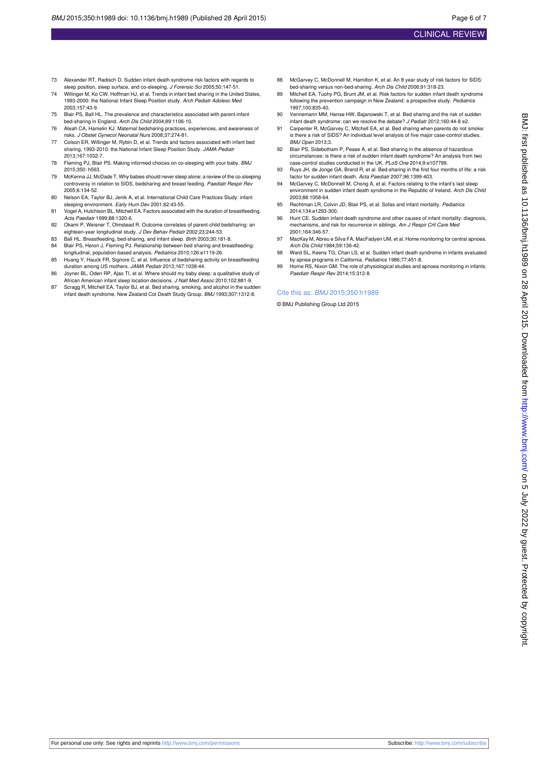73 Alexander RT, Radisch D. Sudden infant death syndrome risk factors with regards to sleep position, sleep surface, and co-sleeping. *J Forensic Sci* 2005;50:147-51.

74 Willinger M, Ko CW, Hoffman HJ, et al. Trends in infant bed sharing in the United States, 1993-2000: the National Infant Sleep Position study. *Arch Pediatr Adolesc Med* 2003;157:43-9.

75 Blair PS, Ball HL. The prevalence and characteristics associated with parent-infant bed-sharing in England. *Arch Dis Child* 2004;89:1106-10.

76 Ateah CA, Hamelin KJ. Maternal bedsharing practices, experiences, and awareness of risks. *J Obstet Gynecol Neonatal Nurs* 2008;37:274-81.

77 Colson ER, Willinger M, Rybin D, et al. Trends and factors associated with infant bed sharing, 1993-2010: the National Infant Sleep Position Study. *JAMA Pediatr* 2013;167:1032-7.

78 Fleming PJ, Blair PS. Making informed choices on co-sleeping with your baby. *BMJ* 2015;350: h563.

79 McKenna JJ, McDade T. Why babies should never sleep alone: a review of the co-sleeping controversy in relation to SIDS, bedsharing and breast feeding. *Paediatr Respir Rev* 2005;6:134-52.

80 Nelson EA, Taylor BJ, Jenik A, et al. International Child Care Practices Study: infant sleeping environment. *Early Hum Dev* 2001;62:43-55.

81 Vogel A, Hutchison BL, Mitchell EA. Factors associated with the duration of breastfeeding. *Acta Paediatr* 1999;88:1320-6.

82 Okami P, Weisner T, Olmstead R. Outcome correlates of parent-child bedsharing: an eighteen-year longitudinal study. *J Dev Behav Pediatr* 2002;23:244-53.

83 Ball HL. Breastfeeding, bed-sharing, and infant sleep. *Birth* 2003;30:181-8.

84 Blair PS, Heron J, Fleming PJ. Relationship between bed sharing and breastfeeding: longitudinal, population-based analysis. *Pediatrics* 2010;126:e1119-26.

85 Huang Y, Hauck FR, Signore C, et al. Influence of bedsharing activity on breastfeeding duration among US mothers. *JAMA Pediatr* 2013;167:1038-44.

86 Joyner BL, Oden RP, Ajao TI, et al. Where should my baby sleep: a qualitative study of African American infant sleep location decisions. *J Natl Med Assoc* 2010;102:881-9.

87 Scragg R, Mitchell EA, Taylor BJ, et al. Bed sharing, smoking, and alcohol in the sudden infant death syndrome. New Zealand Cot Death Study Group. *BMJ* 1993;307:1312-8.

88 McGarvey C, McDonnell M, Hamilton K, et al. An 8 year study of risk factors for SIDS: bed-sharing versus non-bed-sharing. *Arch Dis Child* 2006;91:318-23.

89 Mitchell EA, Tuohy PG, Brunt JM, et al. Risk factors for sudden infant death syndrome following the prevention campaign in New Zealand: a prospective study. *Pediatrics* 1997;100:835-40.

90 Vennemann MM, Hense HW, Bajanowski T, et al. Bed sharing and the risk of sudden infant death syndrome: can we resolve the debate? *J Pediatr* 2012;160:44-8 e2.

91 Carpenter R, McGarvey C, Mitchell EA, et al. Bed sharing when parents do not smoke: is there a risk of SIDS? An individual level analysis of five major case-control studies. *BMJ Open* 2013;3.

92 Blair PS, Sidebotham P, Pease A, et al. Bed-sharing in the absence of hazardous circumstances: is there a risk of sudden infant death syndrome? An analysis from two case-control studies conducted in the UK. *PLoS One* 2014;9:e107799.

93 Ruys JH, de Jonge GA, Brand R, et al. Bed-sharing in the first four months of life: a risk factor for sudden infant death. *Acta Paediatr* 2007;96:1399-403.

94 McGarvey C, McDonnell M, Chong A, et al. Factors relating to the infant's last sleep environment in sudden infant death syndrome in the Republic of Ireland. *Arch Dis Child* 2003;88:1058-64.

95 Rechtman LR, Colvin JD, Blair PS, et al. Sofas and infant mortality. *Pediatrics* 2014;134:e1293-300.

96 Hunt CE. Sudden infant death syndrome and other causes of infant mortality: diagnosis, mechanisms, and risk for recurrence in siblings. *Am J Respir Crit Care Med* 2001;164:346-57.

97 MacKay M, Abreu e Silva FA, MacFadyen UM, et al. Home monitoring for central apnoea. *Arch Dis Child* 1984;59:136-42.

98 Ward SL, Keens TG, Chan LS, et al. Sudden infant death syndrome in infants evaluated by apnea programs in California. *Pediatrics* 1986;77:451-8.

99 Horne RS, Nixon GM. The role of physiological studies and apnoea monitoring in infants. *Paediatr Respir Rev* 2014;15:312-8.

Cite this as: *BMJ* 2015;350:h1989

© BMJ Publishing Group Ltd 2015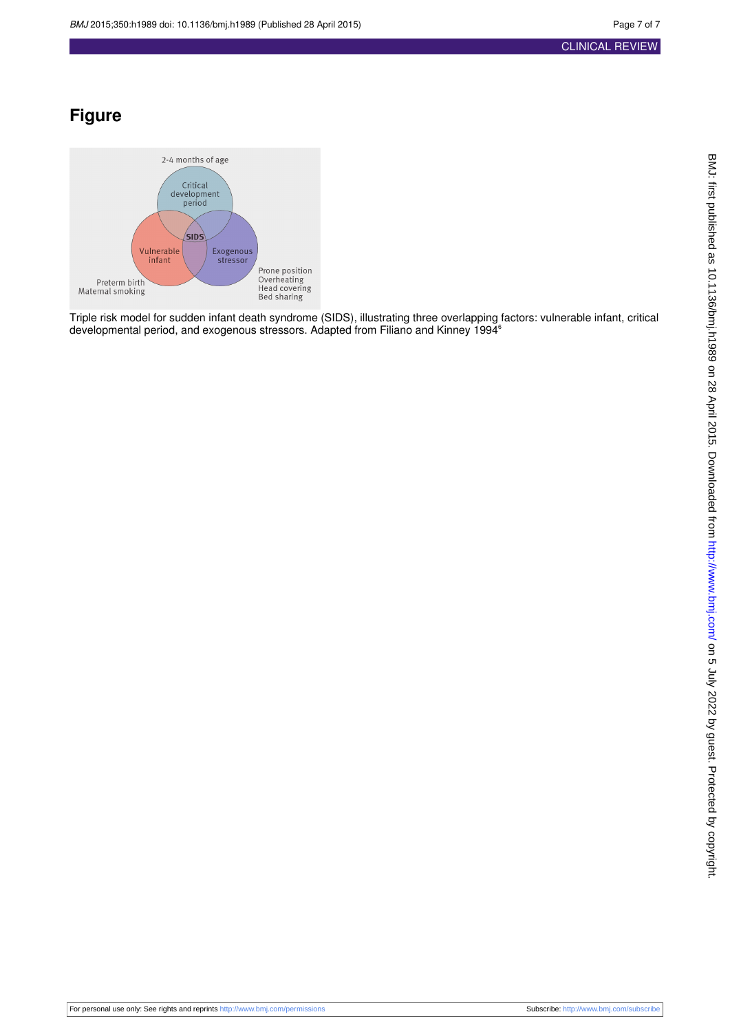# Figure

2-4 months of age

Critical development period

SIDS

Vulnerable infant

Exogenous stressor

Prone position
Overheating
Head covering
Bed sharing

Preterm birth
Maternal smoking

Triple risk model for sudden infant death syndrome (SIDS), illustrating three overlapping factors: vulnerable infant, critical developmental period, and exogenous stressors. Adapted from Filiano and Kinney 1994[6]